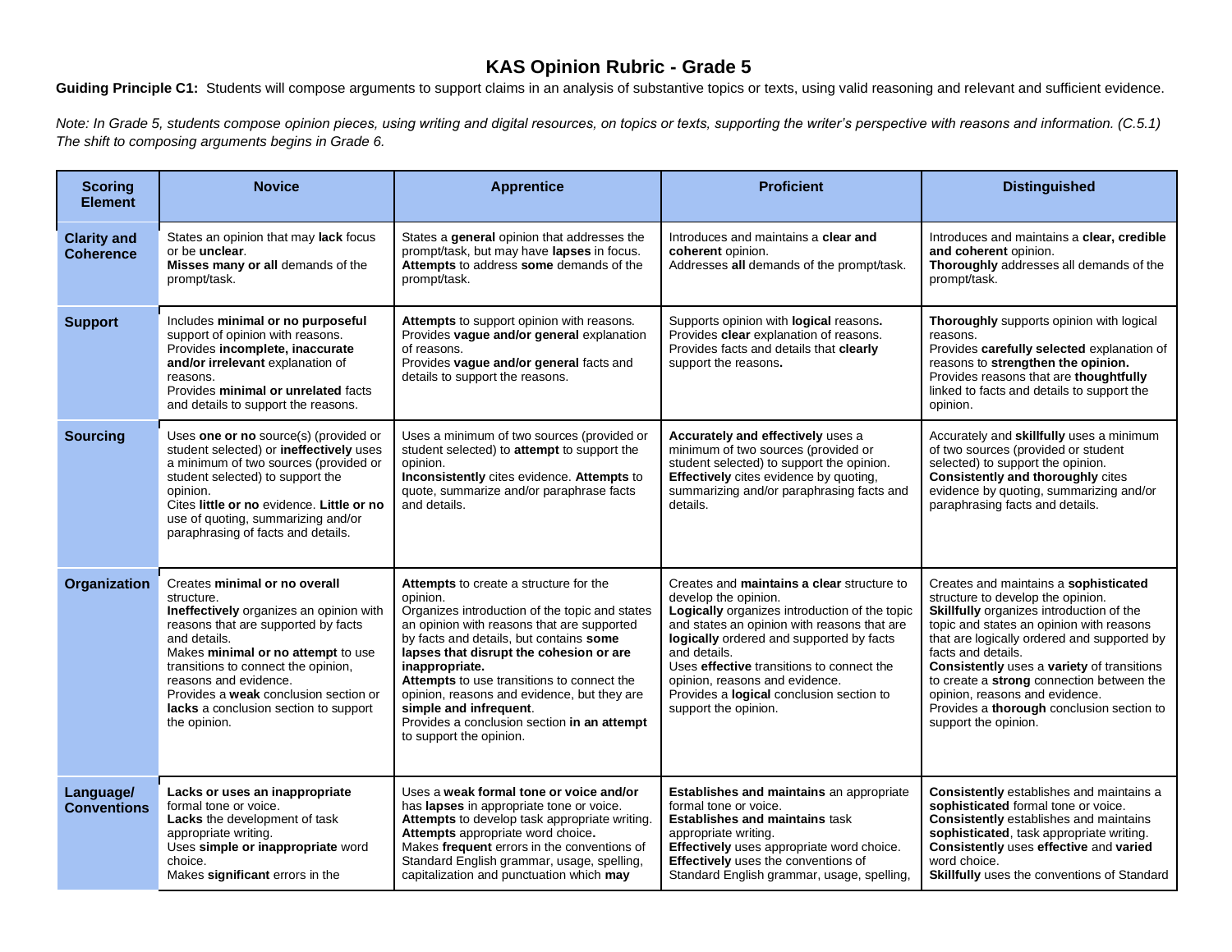# KAS Opinion Rubric - Grade 5

**Guiding Principle C1:** Students will compose arguments to support claims in an analysis of substantive topics or texts, using valid reasoning and relevant and sufficient evidence.

*Note: In Grade 5, students compose opinion pieces, using writing and digital resources, on topics or texts, supporting the writer's perspective with reasons and information. (C.5.1) The shift to composing arguments begins in Grade 6.*

| Scoring Element | Novice | Apprentice | Proficient | Distinguished |
|---|---|---|---|---|
| **Clarity and Coherence** | States an opinion that may **lack** focus or be **unclear**.<br>**Misses many or all** demands of the prompt/task. | States a **general** opinion that addresses the prompt/task, but may have **lapses** in focus.<br>**Attempts** to address **some** demands of the prompt/task. | Introduces and maintains a **clear and coherent** opinion.<br>Addresses **all** demands of the prompt/task. | Introduces and maintains a **clear, credible and coherent** opinion.<br>**Thoroughly** addresses all demands of the prompt/task. |
| **Support** | Includes **minimal or no purposeful** support of opinion with reasons.<br>Provides **incomplete, inaccurate and/or irrelevant** explanation of reasons.<br>Provides **minimal or unrelated** facts and details to support the reasons. | **Attempts** to support opinion with reasons.<br>Provides **vague and/or general** explanation of reasons.<br>Provides **vague and/or general** facts and details to support the reasons. | Supports opinion with **logical** reasons**.**<br>Provides **clear** explanation of reasons.<br>Provides facts and details that **clearly** support the reasons**.** | **Thoroughly** supports opinion with logical reasons.<br>Provides **carefully selected** explanation of reasons to **strengthen the opinion.**<br>Provides reasons that are **thoughtfully** linked to facts and details to support the opinion. |
| **Sourcing** | Uses **one or no** source(s) (provided or student selected) or **ineffectively** uses a minimum of two sources (provided or student selected) to support the opinion.<br>Cites **little or no** evidence. **Little or no** use of quoting, summarizing and/or paraphrasing of facts and details. | Uses a minimum of two sources (provided or student selected) to **attempt** to support the opinion.<br>**Inconsistently** cites evidence. **Attempts** to quote, summarize and/or paraphrase facts and details. | **Accurately and effectively** uses a minimum of two sources (provided or student selected) to support the opinion.<br>**Effectively** cites evidence by quoting, summarizing and/or paraphrasing facts and details. | Accurately and **skillfully** uses a minimum of two sources (provided or student selected) to support the opinion.<br>**Consistently and thoroughly** cites evidence by quoting, summarizing and/or paraphrasing facts and details. |
| **Organization** | Creates **minimal or no overall** structure.<br>**Ineffectively** organizes an opinion with reasons that are supported by facts and details.<br>Makes **minimal or no attempt** to use transitions to connect the opinion, reasons and evidence.<br>Provides a **weak** conclusion section or **lacks** a conclusion section to support the opinion. | **Attempts** to create a structure for the opinion.<br>Organizes introduction of the topic and states an opinion with reasons that are supported by facts and details, but contains **some lapses that disrupt the cohesion or are inappropriate.**<br>**Attempts** to use transitions to connect the opinion, reasons and evidence, but they are **simple and infrequent**.<br>Provides a conclusion section **in an attempt** to support the opinion. | Creates and **maintains a clear** structure to develop the opinion.<br>**Logically** organizes introduction of the topic and states an opinion with reasons that are **logically** ordered and supported by facts and details.<br>Uses **effective** transitions to connect the opinion, reasons and evidence.<br>Provides a **logical** conclusion section to support the opinion. | Creates and maintains a **sophisticated** structure to develop the opinion.<br>**Skillfully** organizes introduction of the topic and states an opinion with reasons that are logically ordered and supported by facts and details.<br>**Consistently** uses a **variety** of transitions to create a **strong** connection between the opinion, reasons and evidence.<br>Provides a **thorough** conclusion section to support the opinion. |
| **Language/ Conventions** | **Lacks or uses an inappropriate** formal tone or voice.<br>**Lacks** the development of task appropriate writing.<br>Uses **simple or inappropriate** word choice.<br>Makes **significant** errors in the | Uses a **weak formal tone or voice and/or** has **lapses** in appropriate tone or voice.<br>**Attempts** to develop task appropriate writing.<br>**Attempts** appropriate word choice**.**<br>Makes **frequent** errors in the conventions of Standard English grammar, usage, spelling, capitalization and punctuation which **may** | **Establishes and maintains** an appropriate formal tone or voice.<br>**Establishes and maintains** task appropriate writing.<br>**Effectively** uses appropriate word choice.<br>**Effectively** uses the conventions of Standard English grammar, usage, spelling, | **Consistently** establishes and maintains a **sophisticated** formal tone or voice.<br>**Consistently** establishes and maintains **sophisticated**, task appropriate writing.<br>**Consistently** uses **effective** and **varied** word choice.<br>**Skillfully** uses the conventions of Standard |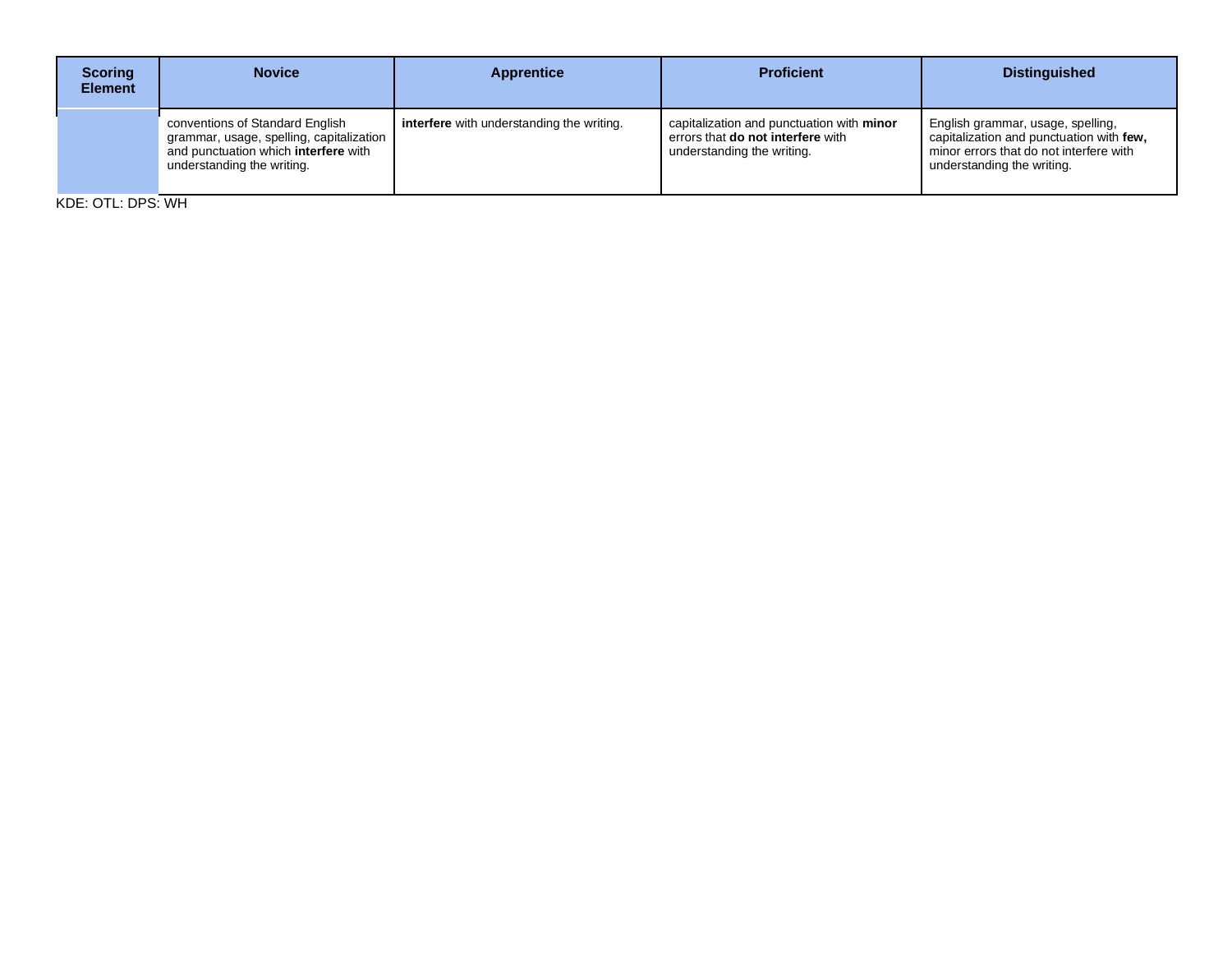| Scoring Element | Novice | Apprentice | Proficient | Distinguished |
|---|---|---|---|---|
| | conventions of Standard English grammar, usage, spelling, capitalization and punctuation which **interfere** with understanding the writing. | **interfere** with understanding the writing. | capitalization and punctuation with **minor** errors that **do not interfere** with understanding the writing. | English grammar, usage, spelling, capitalization and punctuation with **few,** minor errors that do not interfere with understanding the writing. |

KDE: OTL: DPS: WH